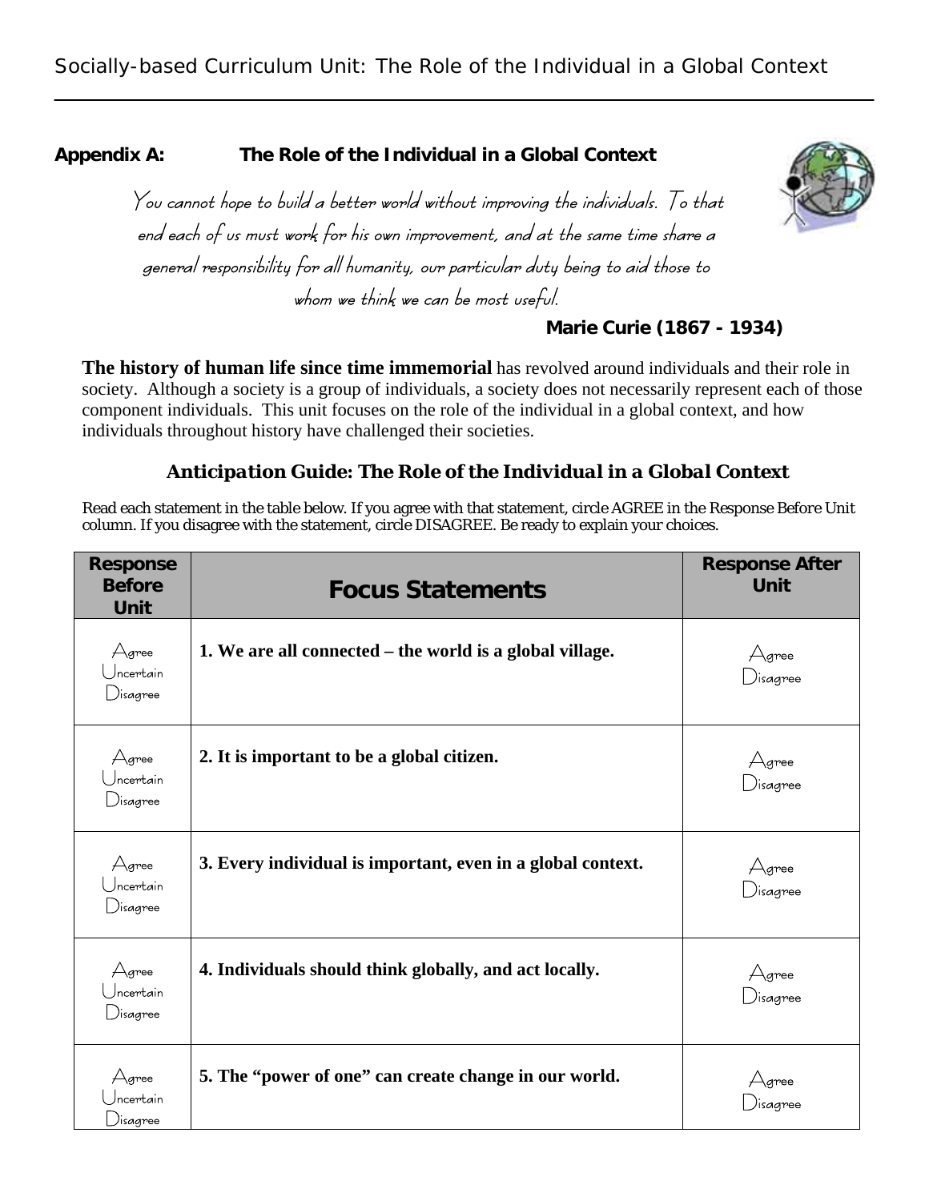## Appendix A: The Role of the Individual in a Global Context

*You cannot hope to build a better world without improving the individuals. To that end each of us must work for his own improvement, and at the same time share a general responsibility for all humanity, our particular duty being to aid those to whom we think we can be most useful.*

**Marie Curie (1867 - 1934)**

**The history of human life since time immemorial** has revolved around individuals and their role in society. Although a society is a group of individuals, a society does not necessarily represent each of those component individuals. This unit focuses on the role of the individual in a global context, and how individuals throughout history have challenged their societies.

### *Anticipation Guide: The Role of the Individual in a Global Context*

Read each statement in the table below. If you agree with that statement, circle AGREE in the Response Before Unit column. If you disagree with the statement, circle DISAGREE. Be ready to explain your choices.

| Response Before Unit | Focus Statements | Response After Unit |
|---|---|---|
| Agree<br>Uncertain<br>Disagree | **1. We are all connected – the world is a global village.** | Agree<br>Disagree |
| Agree<br>Uncertain<br>Disagree | **2. It is important to be a global citizen.** | Agree<br>Disagree |
| Agree<br>Uncertain<br>Disagree | **3. Every individual is important, even in a global context.** | Agree<br>Disagree |
| Agree<br>Uncertain<br>Disagree | **4. Individuals should think globally, and act locally.** | Agree<br>Disagree |
| Agree<br>Uncertain<br>Disagree | **5. The "power of one" can create change in our world.** | Agree<br>Disagree |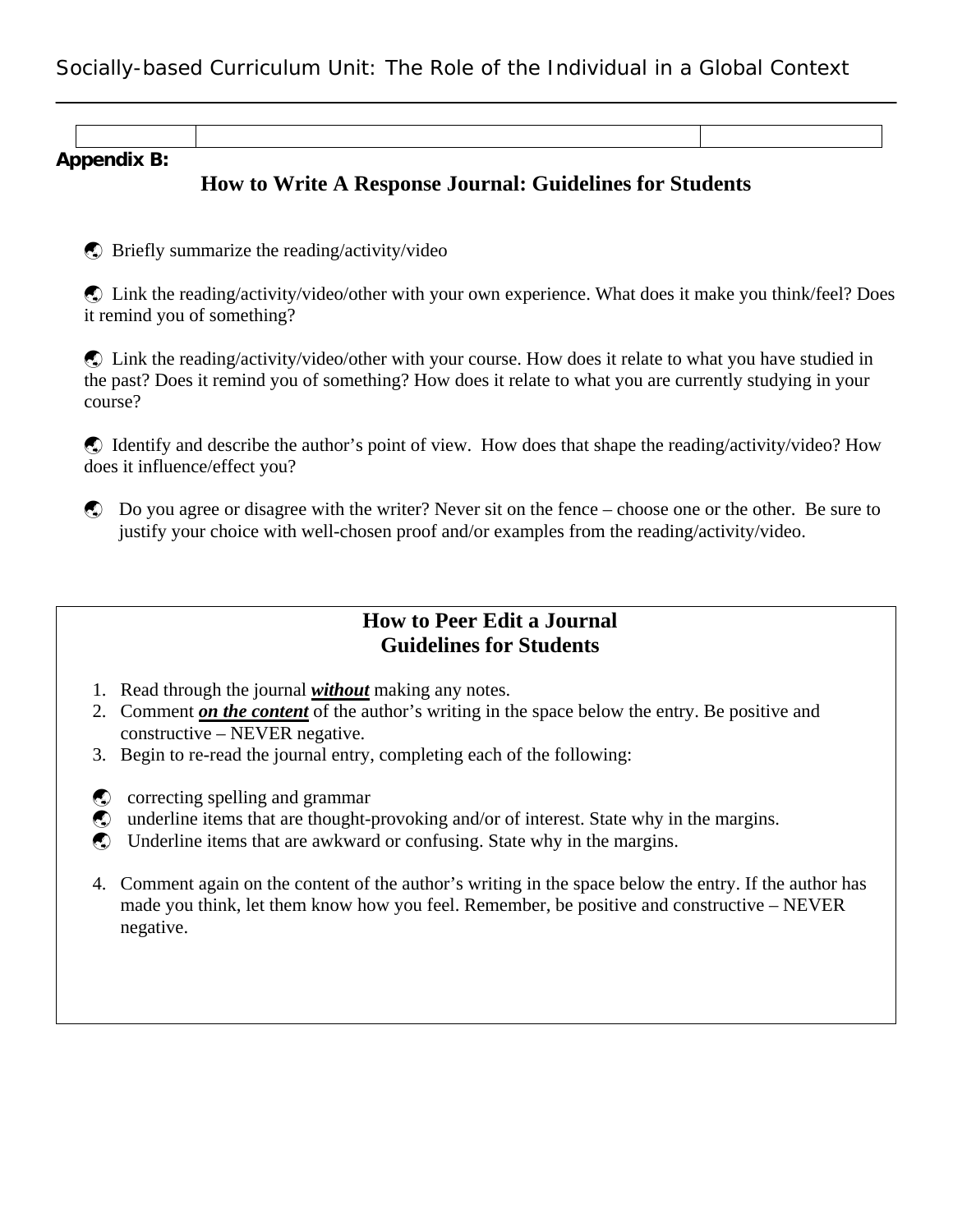**Appendix B:**

## How to Write A Response Journal: Guidelines for Students

- Briefly summarize the reading/activity/video
- Link the reading/activity/video/other with your own experience. What does it make you think/feel? Does it remind you of something?
- Link the reading/activity/video/other with your course. How does it relate to what you have studied in the past? Does it remind you of something? How does it relate to what you are currently studying in your course?
- Identify and describe the author's point of view. How does that shape the reading/activity/video? How does it influence/effect you?
- Do you agree or disagree with the writer? Never sit on the fence – choose one or the other. Be sure to justify your choice with well-chosen proof and/or examples from the reading/activity/video.

## How to Peer Edit a Journal
## Guidelines for Students

1. Read through the journal ***without*** making any notes.
2. Comment ***on the content*** of the author's writing in the space below the entry. Be positive and constructive – NEVER negative.
3. Begin to re-read the journal entry, completing each of the following:

- correcting spelling and grammar
- underline items that are thought-provoking and/or of interest. State why in the margins.
- Underline items that are awkward or confusing. State why in the margins.

4. Comment again on the content of the author's writing in the space below the entry. If the author has made you think, let them know how you feel. Remember, be positive and constructive – NEVER negative.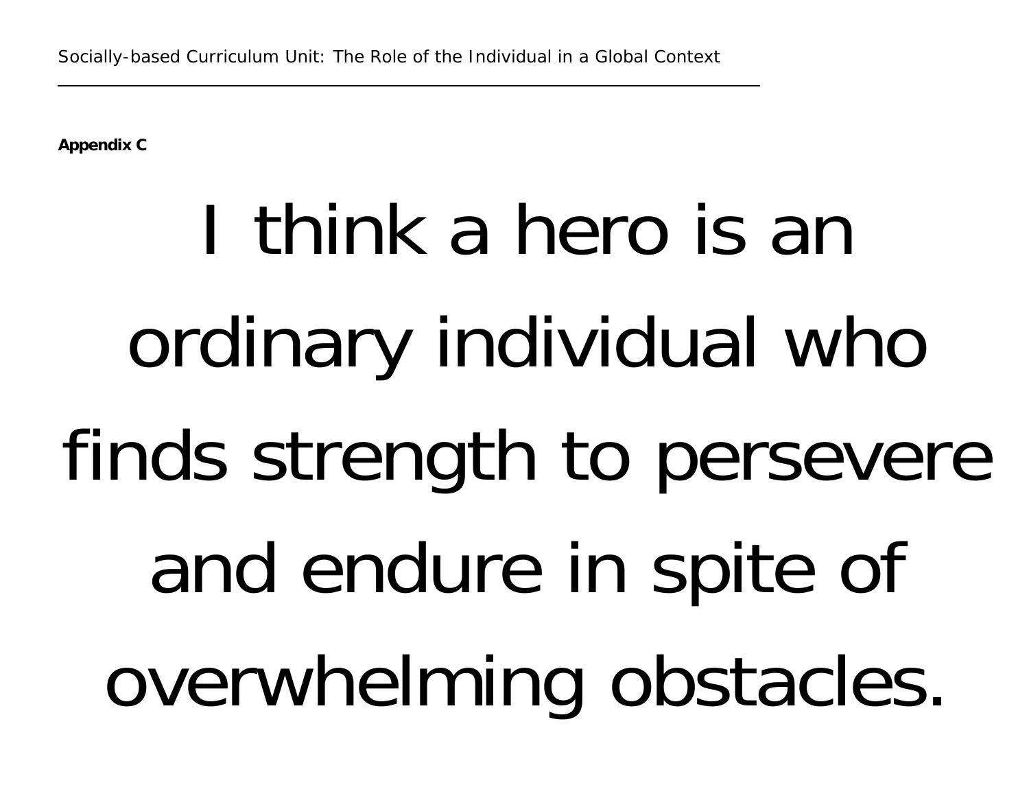**Appendix C**

# I think a hero is an ordinary individual who finds strength to persevere and endure in spite of overwhelming obstacles.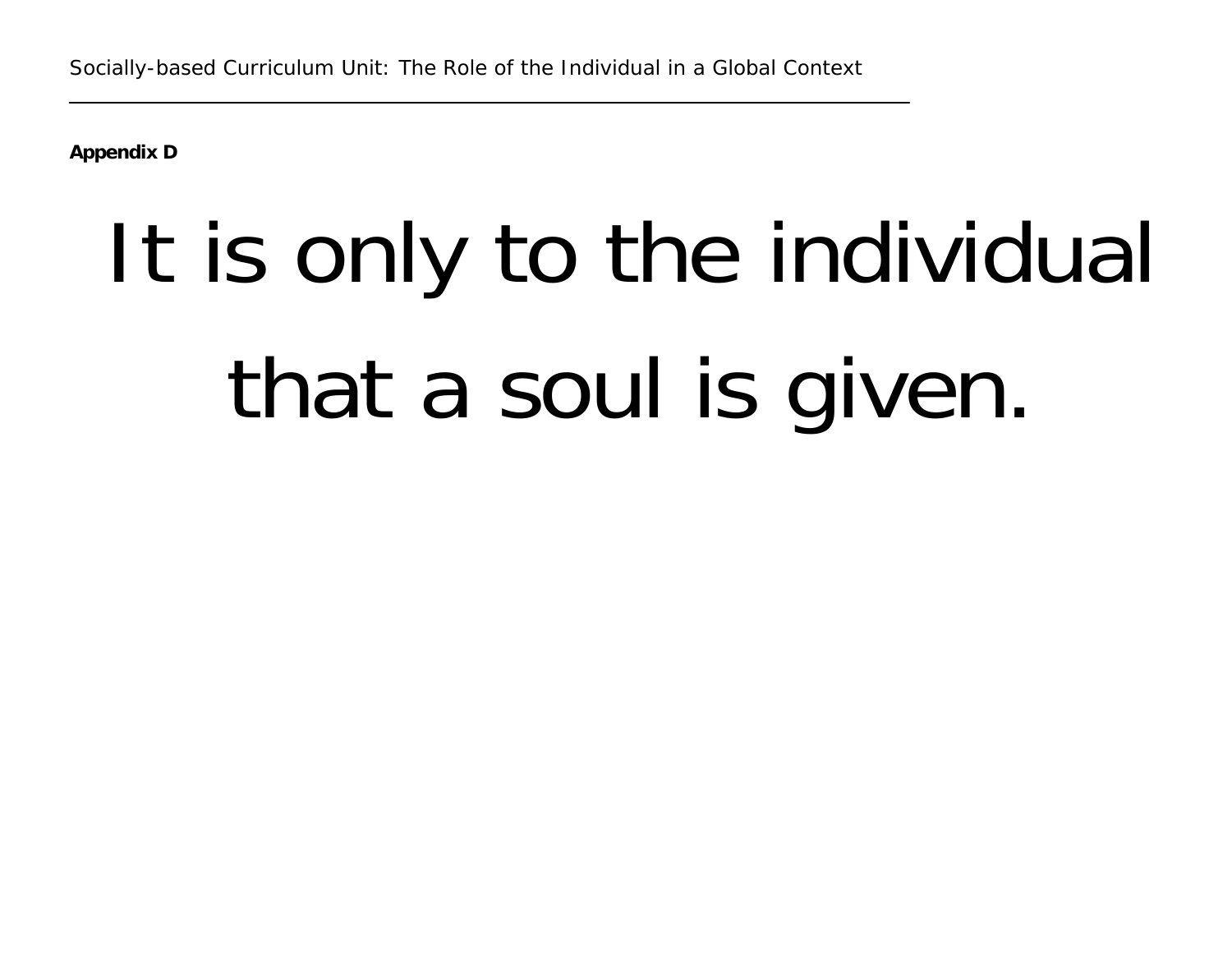**Appendix D**

# It is only to the individual that a soul is given.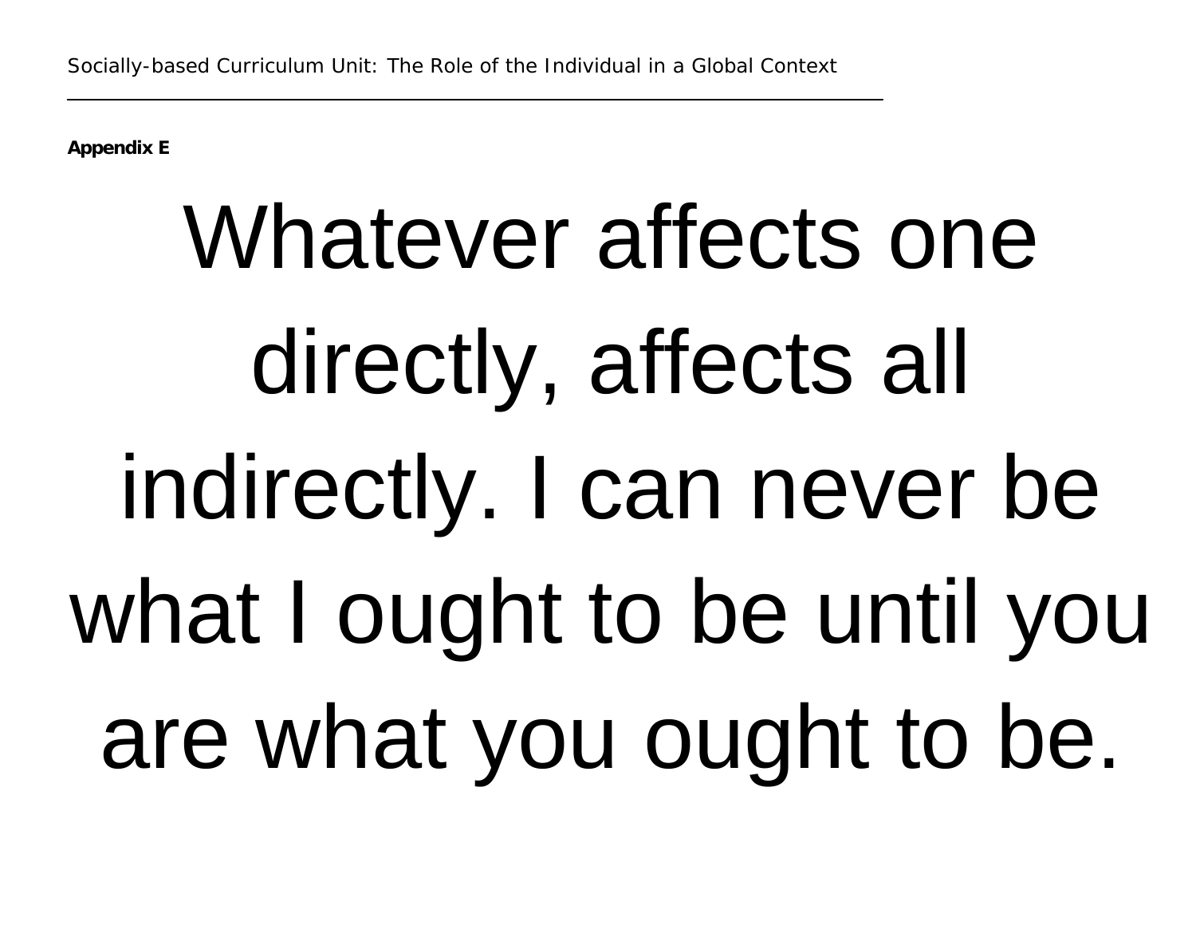**Appendix E**

# Whatever affects one directly, affects all indirectly. I can never be what I ought to be until you are what you ought to be.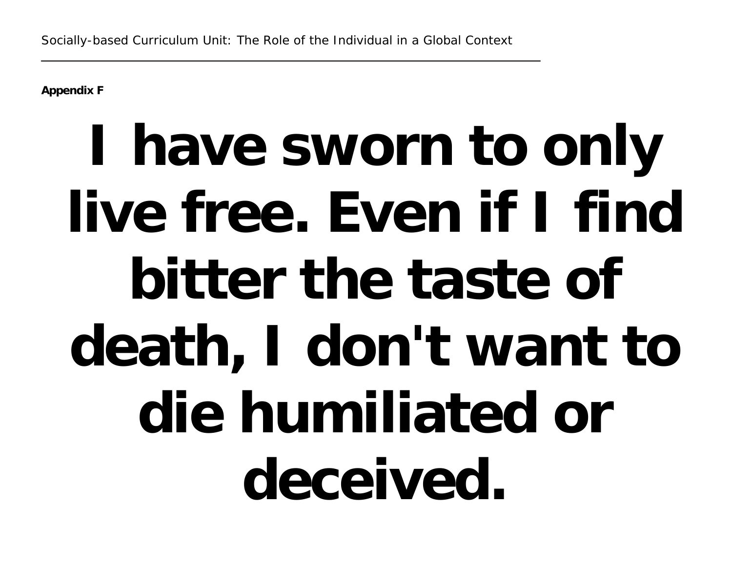**Appendix F**

# I have sworn to only live free. Even if I find bitter the taste of death, I don't want to die humiliated or deceived.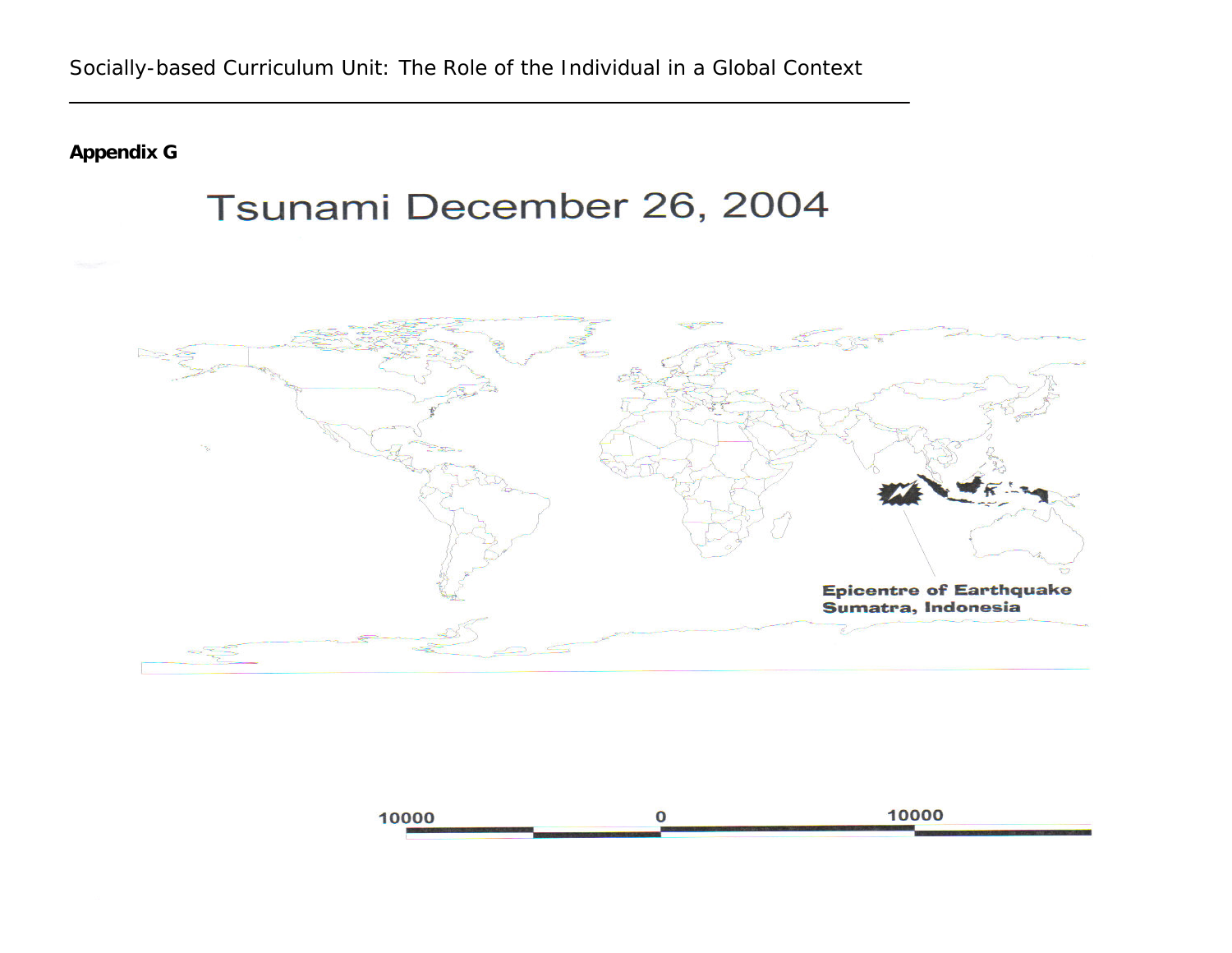**Appendix G**

# Tsunami December 26, 2004

Epicentre of Earthquake
Sumatra, Indonesia

10000 0 10000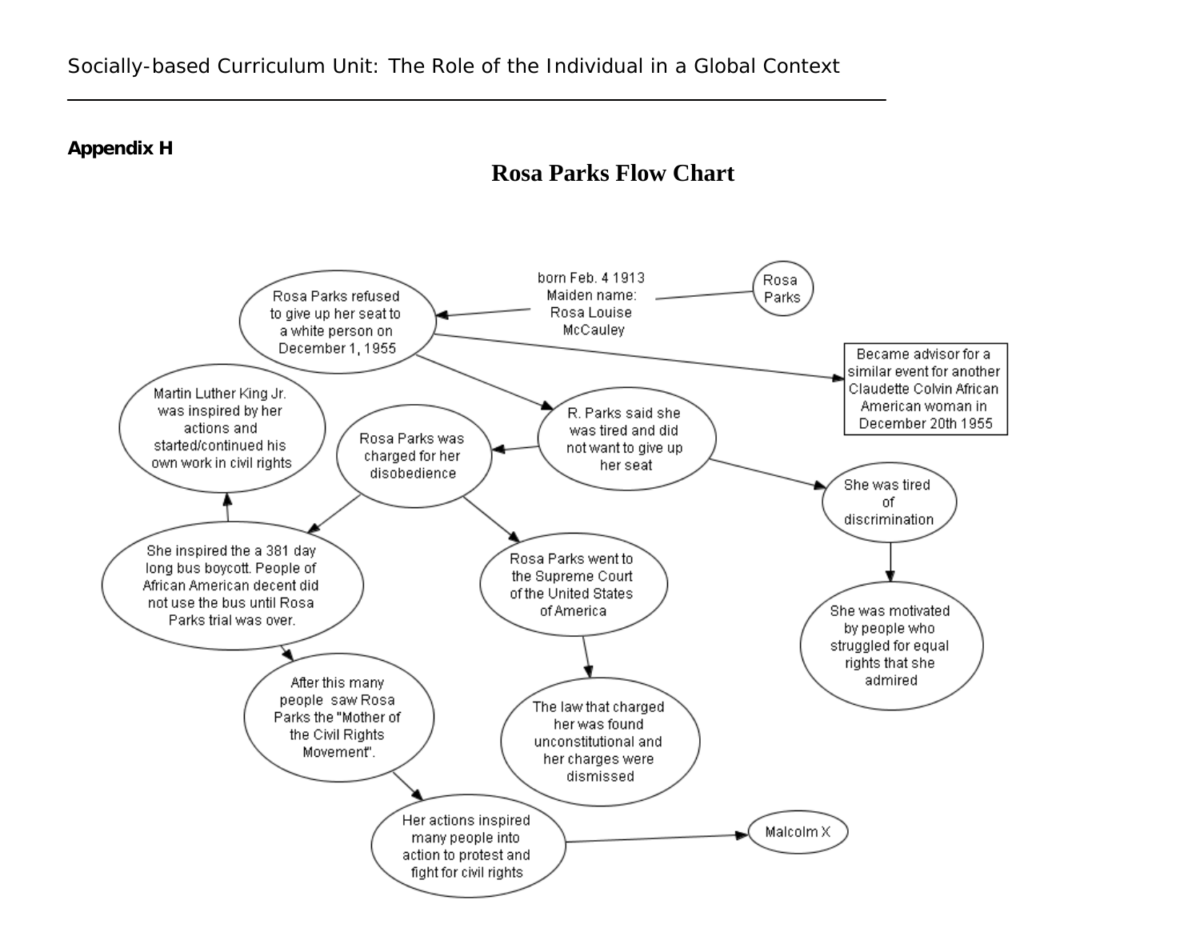**Appendix H**

# Rosa Parks Flow Chart

- Rosa Parks
- born Feb. 4 1913 Maiden name: Rosa Louise McCauley
- Rosa Parks refused to give up her seat to a white person on December 1, 1955
- Became advisor for a similar event for another Claudette Colvin African American woman in December 20th 1955
- R. Parks said she was tired and did not want to give up her seat
- She was tired of discrimination
- She was motivated by people who struggled for equal rights that she admired
- Rosa Parks was charged for her disobedience
- Rosa Parks went to the Supreme Court of the United States of America
- The law that charged her was found unconstitutional and her charges were dismissed
- She inspired the a 381 day long bus boycott. People of African American decent did not use the bus until Rosa Parks trial was over.
- Martin Luther King Jr. was inspired by her actions and started/continued his own work in civil rights
- After this many people saw Rosa Parks the "Mother of the Civil Rights Movement".
- Her actions inspired many people into action to protest and fight for civil rights
- Malcolm X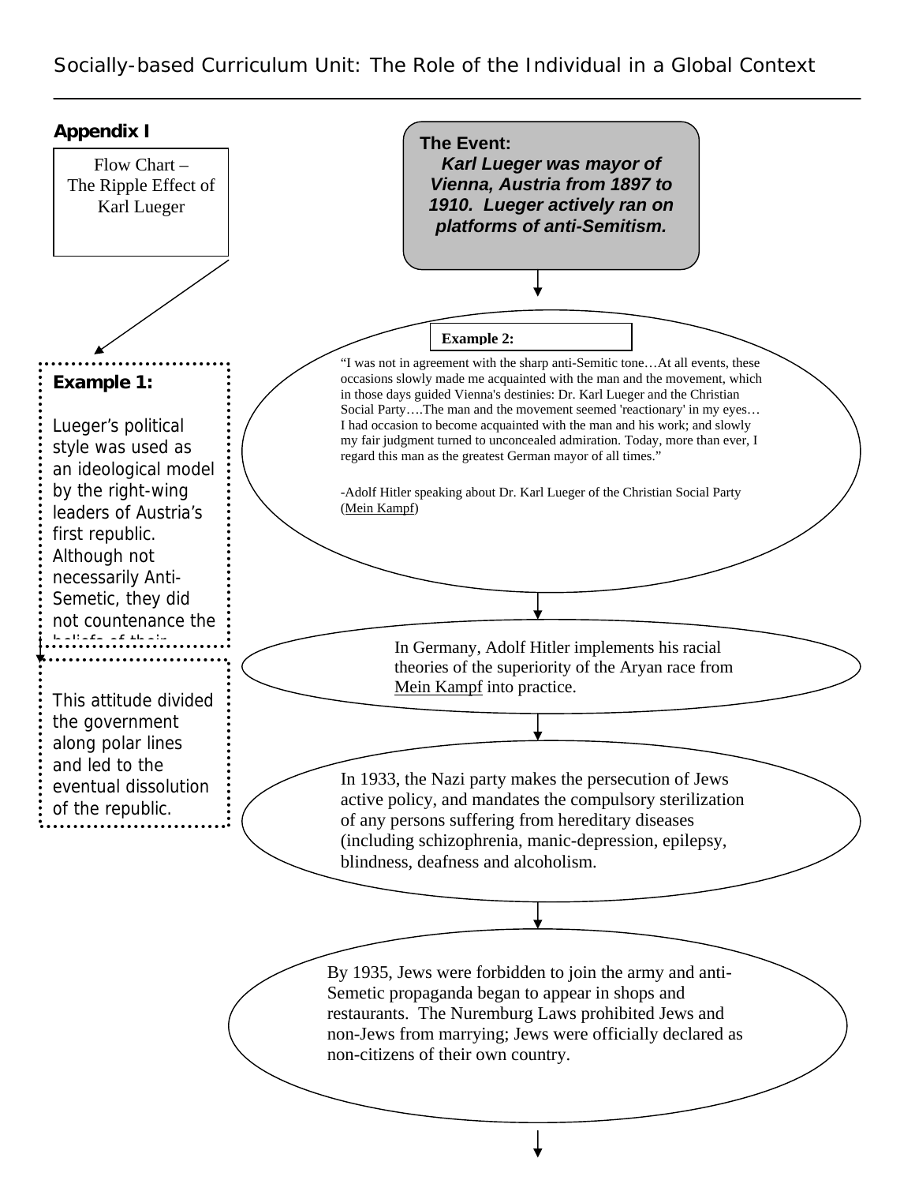## Appendix I

Flow Chart – The Ripple Effect of Karl Lueger

**The Event:**
***Karl Lueger was mayor of Vienna, Austria from 1897 to 1910. Lueger actively ran on platforms of anti-Semitism.***

**Example 1:**

Lueger's political style was used as an ideological model by the right-wing leaders of Austria's first republic. Although not necessarily Anti-Semetic, they did not countenance the beliefs of their

This attitude divided the government along polar lines and led to the eventual dissolution of the republic.

**Example 2:**

"I was not in agreement with the sharp anti-Semitic tone…At all events, these occasions slowly made me acquainted with the man and the movement, which in those days guided Vienna's destinies: Dr. Karl Lueger and the Christian Social Party….The man and the movement seemed 'reactionary' in my eyes… I had occasion to become acquainted with the man and his work; and slowly my fair judgment turned to unconcealed admiration. Today, more than ever, I regard this man as the greatest German mayor of all times."

-Adolf Hitler speaking about Dr. Karl Lueger of the Christian Social Party (Mein Kampf)

In Germany, Adolf Hitler implements his racial theories of the superiority of the Aryan race from Mein Kampf into practice.

In 1933, the Nazi party makes the persecution of Jews active policy, and mandates the compulsory sterilization of any persons suffering from hereditary diseases (including schizophrenia, manic-depression, epilepsy, blindness, deafness and alcoholism.

By 1935, Jews were forbidden to join the army and anti-Semetic propaganda began to appear in shops and restaurants. The Nuremburg Laws prohibited Jews and non-Jews from marrying; Jews were officially declared as non-citizens of their own country.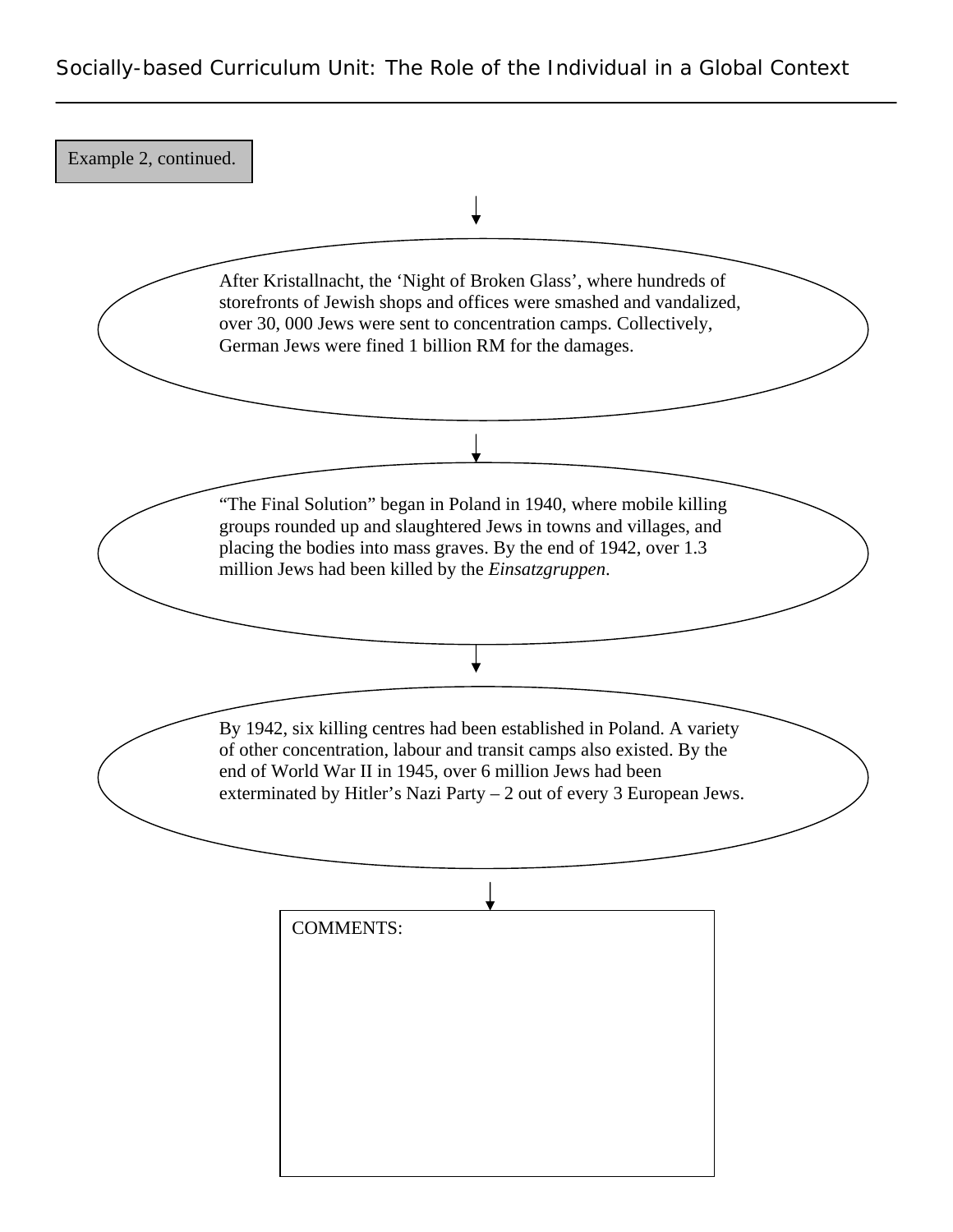Example 2, continued.

After Kristallnacht, the 'Night of Broken Glass', where hundreds of storefronts of Jewish shops and offices were smashed and vandalized, over 30, 000 Jews were sent to concentration camps. Collectively, German Jews were fined 1 billion RM for the damages.

↓

"The Final Solution" began in Poland in 1940, where mobile killing groups rounded up and slaughtered Jews in towns and villages, and placing the bodies into mass graves. By the end of 1942, over 1.3 million Jews had been killed by the *Einsatzgruppen*.

↓

By 1942, six killing centres had been established in Poland. A variety of other concentration, labour and transit camps also existed. By the end of World War II in 1945, over 6 million Jews had been exterminated by Hitler's Nazi Party – 2 out of every 3 European Jews.

↓

COMMENTS: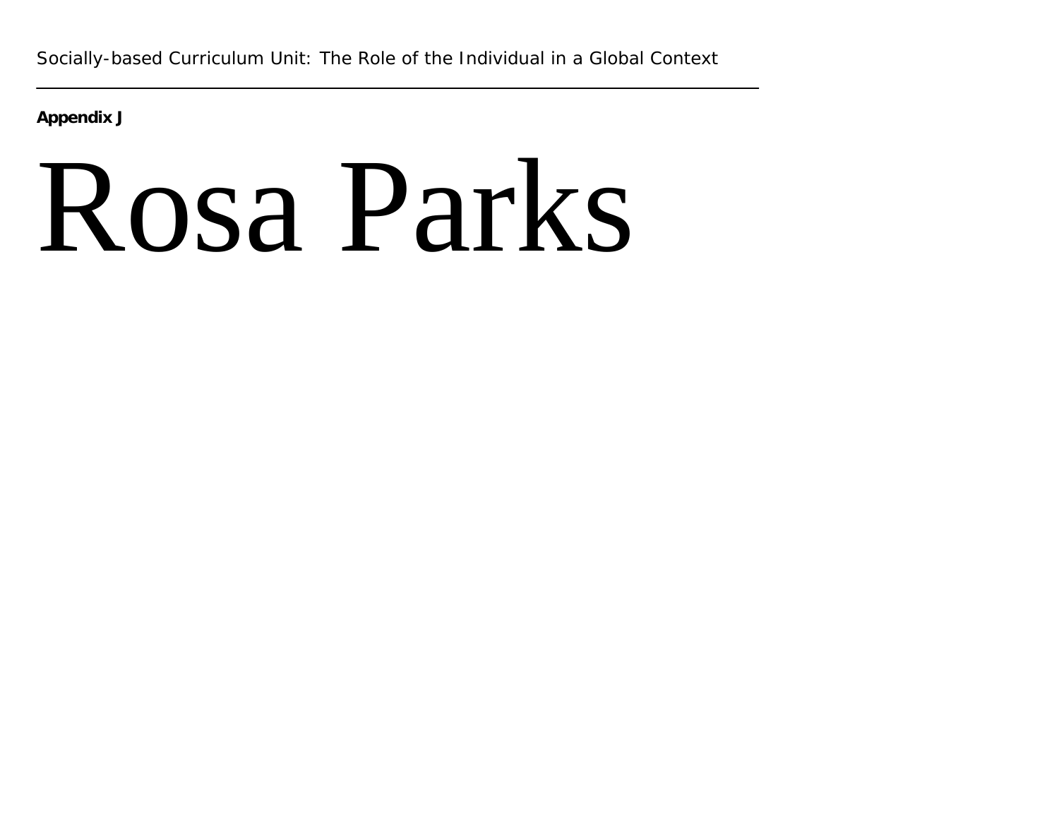**Appendix J**

# Rosa Parks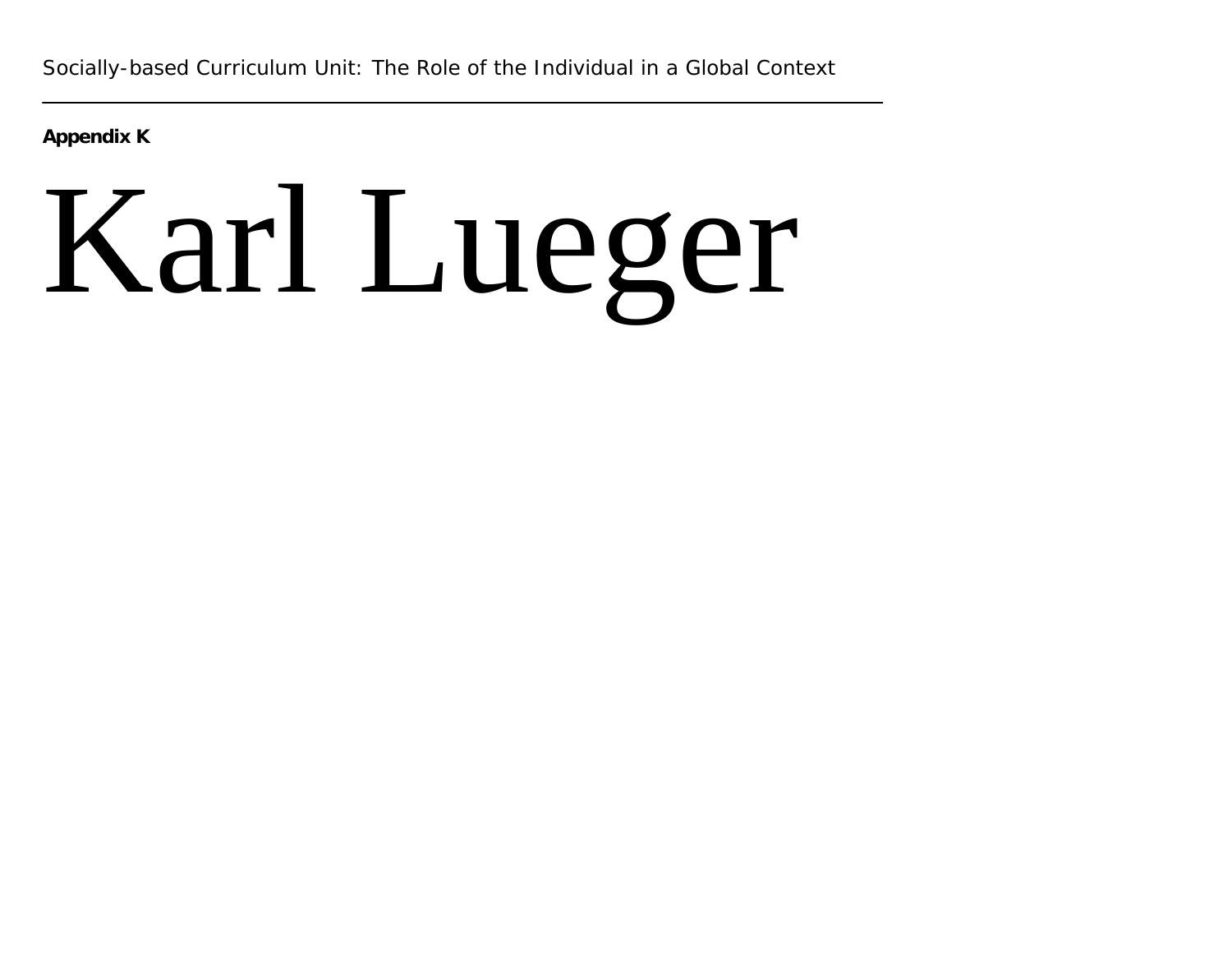**Appendix K**

# Karl Lueger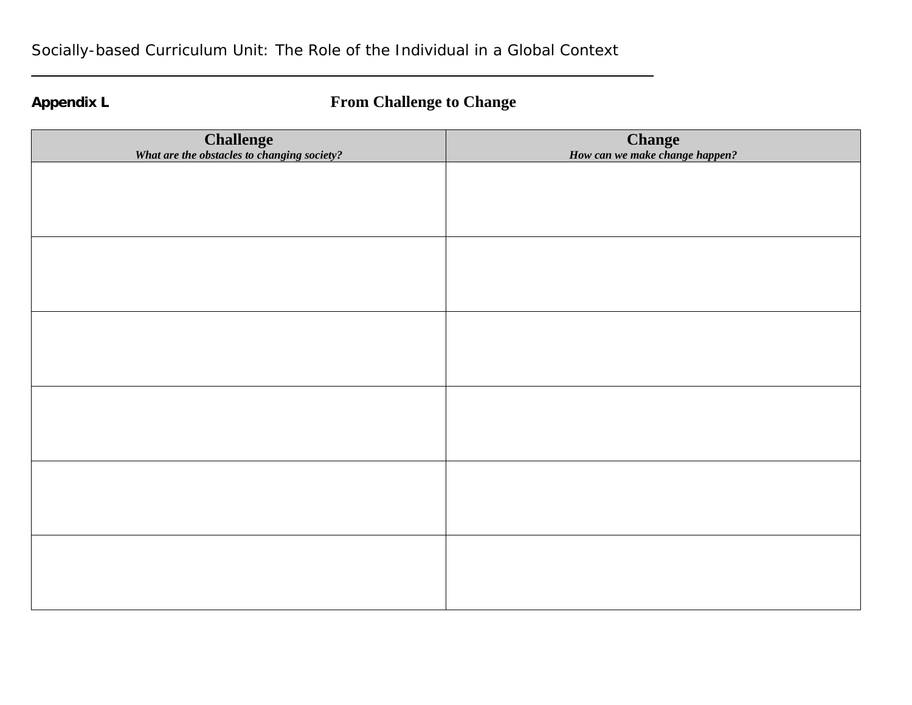**Appendix L**

## From Challenge to Change

| Challenge<br>*What are the obstacles to changing society?* | Change<br>*How can we make change happen?* |
| --- | --- |
| | |
| | |
| | |
| | |
| | |
| | |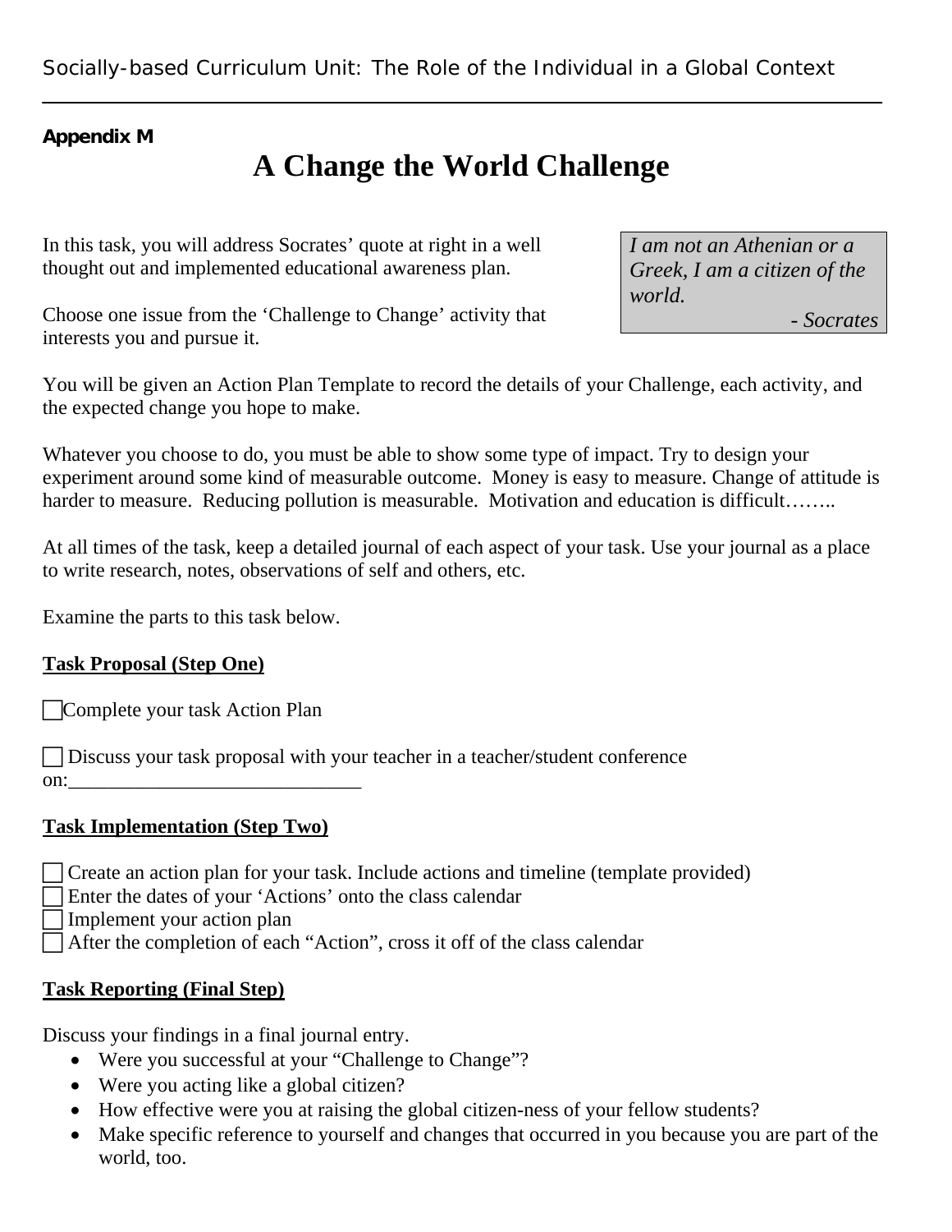**Appendix M**

# A Change the World Challenge

> *I am not an Athenian or a Greek, I am a citizen of the world.*
>
> *- Socrates*

In this task, you will address Socrates' quote at right in a well thought out and implemented educational awareness plan.

Choose one issue from the 'Challenge to Change' activity that interests you and pursue it.

You will be given an Action Plan Template to record the details of your Challenge, each activity, and the expected change you hope to make.

Whatever you choose to do, you must be able to show some type of impact. Try to design your experiment around some kind of measurable outcome. Money is easy to measure. Change of attitude is harder to measure. Reducing pollution is measurable. Motivation and education is difficult……..

At all times of the task, keep a detailed journal of each aspect of your task. Use your journal as a place to write research, notes, observations of self and others, etc.

Examine the parts to this task below.

**Task Proposal (Step One)**

☐ Complete your task Action Plan

☐ Discuss your task proposal with your teacher in a teacher/student conference on:______________________________

**Task Implementation (Step Two)**

☐ Create an action plan for your task. Include actions and timeline (template provided)
☐ Enter the dates of your 'Actions' onto the class calendar
☐ Implement your action plan
☐ After the completion of each "Action", cross it off of the class calendar

**Task Reporting (Final Step)**

Discuss your findings in a final journal entry.

- Were you successful at your "Challenge to Change"?
- Were you acting like a global citizen?
- How effective were you at raising the global citizen-ness of your fellow students?
- Make specific reference to yourself and changes that occurred in you because you are part of the world, too.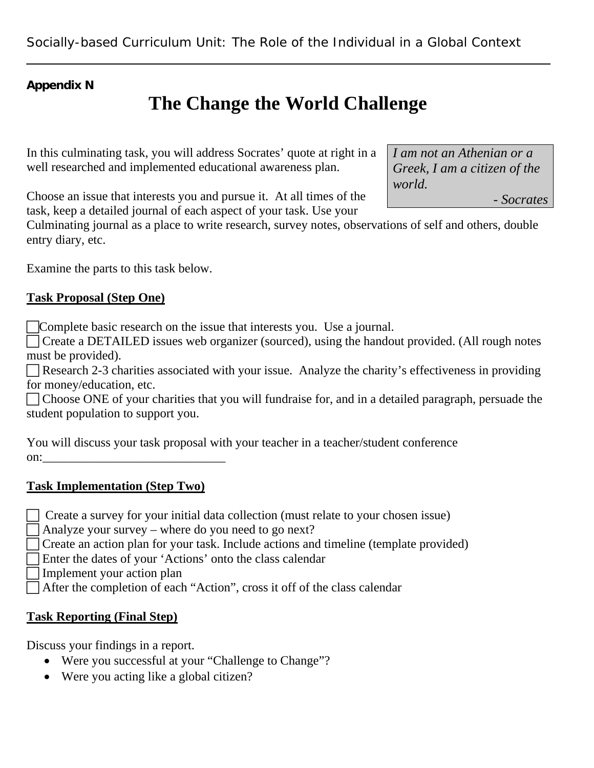**Appendix N**

# The Change the World Challenge

> *I am not an Athenian or a Greek, I am a citizen of the world.*
> *- Socrates*

In this culminating task, you will address Socrates' quote at right in a well researched and implemented educational awareness plan.

Choose an issue that interests you and pursue it. At all times of the task, keep a detailed journal of each aspect of your task. Use your Culminating journal as a place to write research, survey notes, observations of self and others, double entry diary, etc.

Examine the parts to this task below.

## Task Proposal (Step One)

- ☐ Complete basic research on the issue that interests you. Use a journal.
- ☐ Create a DETAILED issues web organizer (sourced), using the handout provided. (All rough notes must be provided).
- ☐ Research 2-3 charities associated with your issue. Analyze the charity's effectiveness in providing for money/education, etc.
- ☐ Choose ONE of your charities that you will fundraise for, and in a detailed paragraph, persuade the student population to support you.

You will discuss your task proposal with your teacher in a teacher/student conference on:______________________________

## Task Implementation (Step Two)

- ☐ Create a survey for your initial data collection (must relate to your chosen issue)
- ☐ Analyze your survey – where do you need to go next?
- ☐ Create an action plan for your task. Include actions and timeline (template provided)
- ☐ Enter the dates of your 'Actions' onto the class calendar
- ☐ Implement your action plan
- ☐ After the completion of each "Action", cross it off of the class calendar

## Task Reporting (Final Step)

Discuss your findings in a report.

- Were you successful at your "Challenge to Change"?
- Were you acting like a global citizen?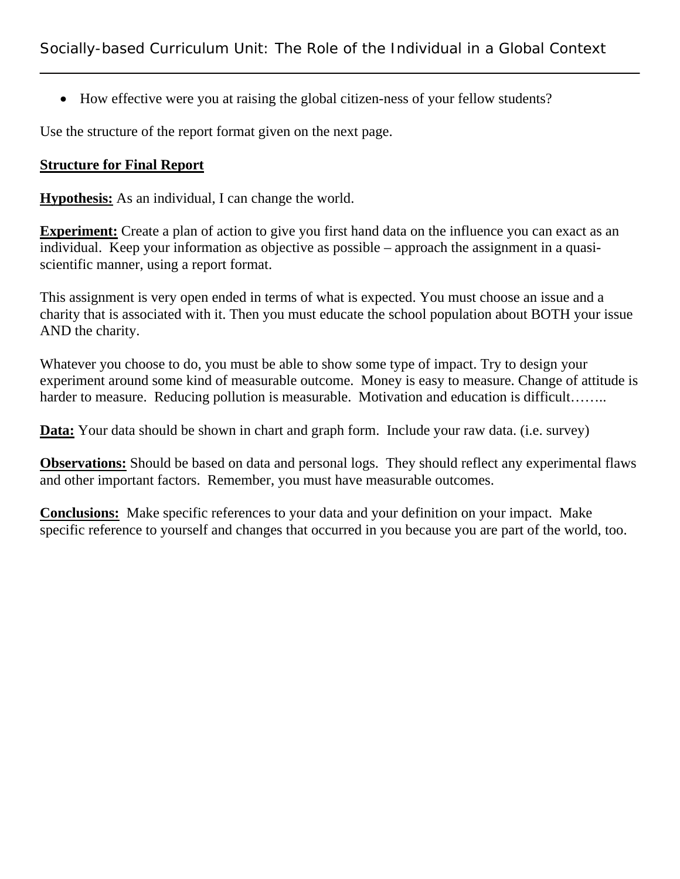- How effective were you at raising the global citizen-ness of your fellow students?

Use the structure of the report format given on the next page.

**Structure for Final Report**

**Hypothesis:** As an individual, I can change the world.

**Experiment:** Create a plan of action to give you first hand data on the influence you can exact as an individual. Keep your information as objective as possible – approach the assignment in a quasi-scientific manner, using a report format.

This assignment is very open ended in terms of what is expected. You must choose an issue and a charity that is associated with it. Then you must educate the school population about BOTH your issue AND the charity.

Whatever you choose to do, you must be able to show some type of impact. Try to design your experiment around some kind of measurable outcome. Money is easy to measure. Change of attitude is harder to measure. Reducing pollution is measurable. Motivation and education is difficult……..

**Data:** Your data should be shown in chart and graph form. Include your raw data. (i.e. survey)

**Observations:** Should be based on data and personal logs. They should reflect any experimental flaws and other important factors. Remember, you must have measurable outcomes.

**Conclusions:** Make specific references to your data and your definition on your impact. Make specific reference to yourself and changes that occurred in you because you are part of the world, too.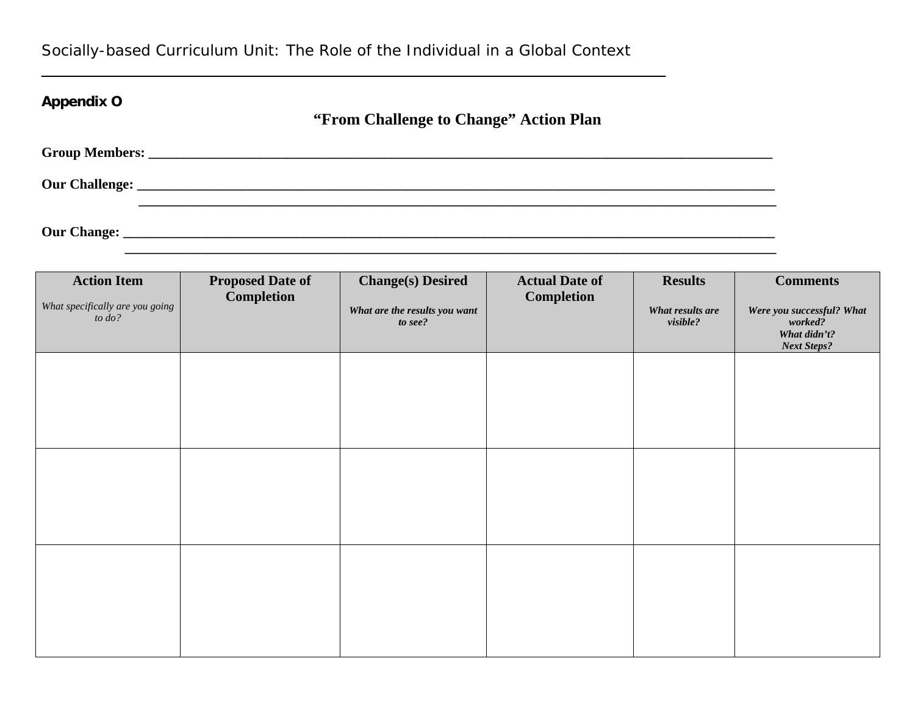**Appendix O**

## "From Challenge to Change" Action Plan

**Group Members:** ______________________________________________________________________________

**Our Challenge:** ______________________________________________________________________________

______________________________________________________________________________

**Our Change:** ______________________________________________________________________________

______________________________________________________________________________

| **Action Item** *What specifically are you going to do?* | **Proposed Date of Completion** | **Change(s) Desired** ***What are the results you want to see?*** | **Actual Date of Completion** | **Results** ***What results are visible?*** | **Comments** ***Were you successful? What worked? What didn't? Next Steps?*** |
|---|---|---|---|---|---|
| | | | | | |
| | | | | | |
| | | | | | |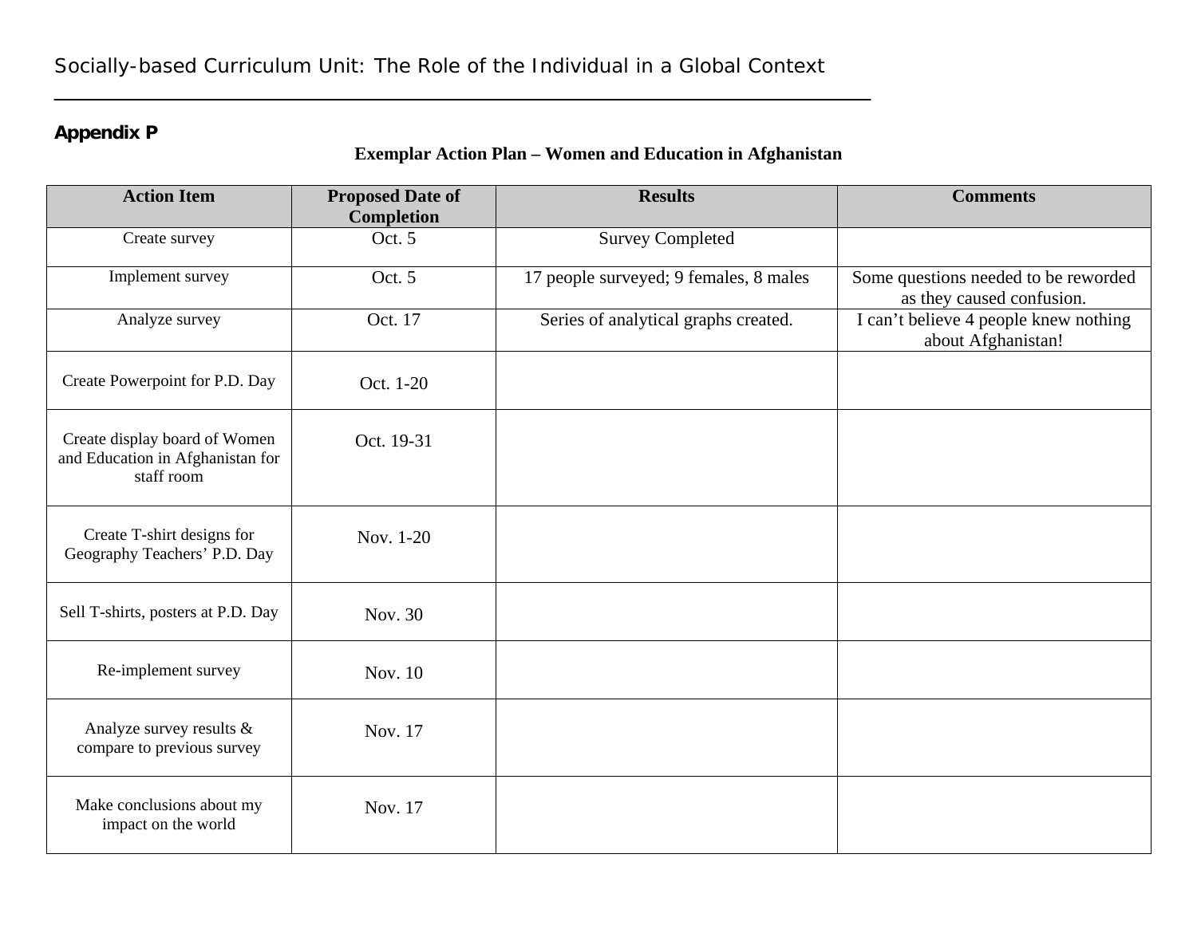## Appendix P

### Exemplar Action Plan – Women and Education in Afghanistan

| Action Item | Proposed Date of Completion | Results | Comments |
|---|---|---|---|
| Create survey | Oct. 5 | Survey Completed | |
| Implement survey | Oct. 5 | 17 people surveyed; 9 females, 8 males | Some questions needed to be reworded as they caused confusion. |
| Analyze survey | Oct. 17 | Series of analytical graphs created. | I can't believe 4 people knew nothing about Afghanistan! |
| Create Powerpoint for P.D. Day | Oct. 1-20 | | |
| Create display board of Women and Education in Afghanistan for staff room | Oct. 19-31 | | |
| Create T-shirt designs for Geography Teachers' P.D. Day | Nov. 1-20 | | |
| Sell T-shirts, posters at P.D. Day | Nov. 30 | | |
| Re-implement survey | Nov. 10 | | |
| Analyze survey results & compare to previous survey | Nov. 17 | | |
| Make conclusions about my impact on the world | Nov. 17 | | |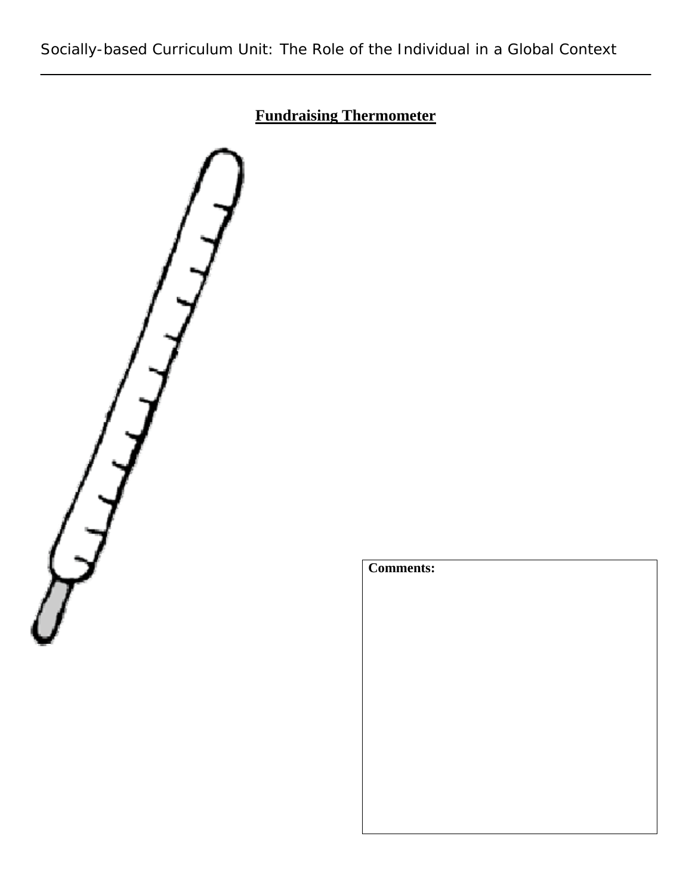**Fundraising Thermometer**

**Comments:**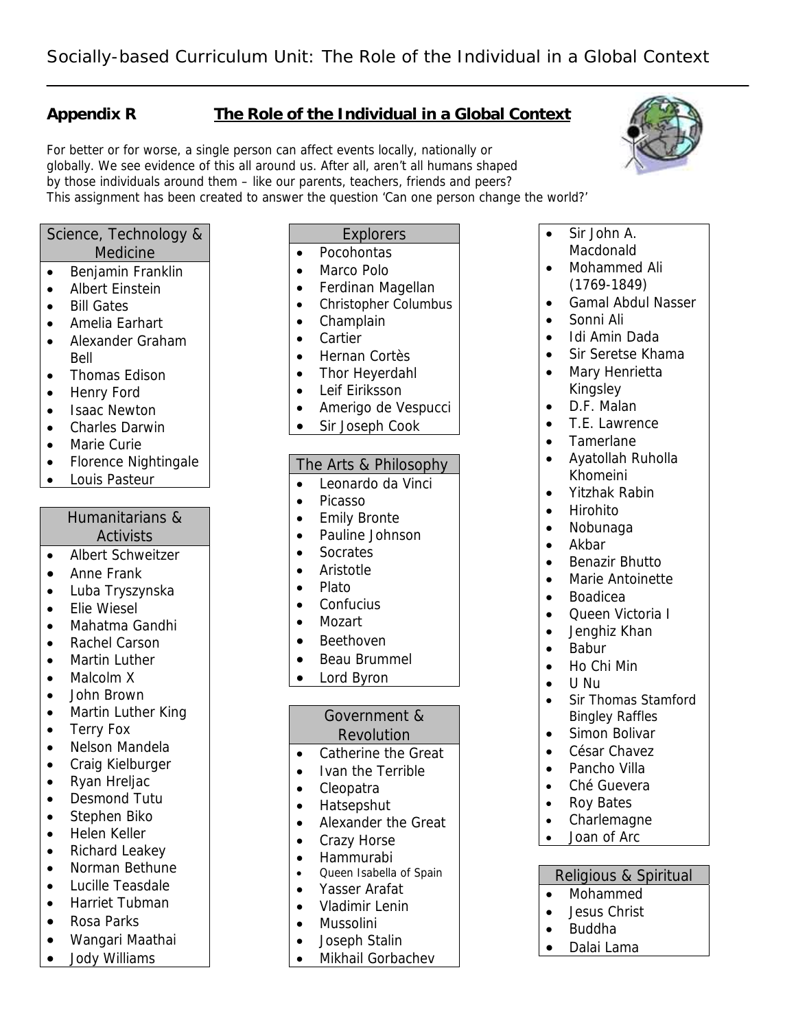**Appendix R** **The Role of the Individual in a Global Context**

For better or for worse, a single person can affect events locally, nationally or globally. We see evidence of this all around us. After all, aren't all humans shaped by those individuals around them – like our parents, teachers, friends and peers? This assignment has been created to answer the question 'Can one person change the world?'

### Science, Technology & Medicine

- Benjamin Franklin
- Albert Einstein
- Bill Gates
- Amelia Earhart
- Alexander Graham Bell
- Thomas Edison
- Henry Ford
- Isaac Newton
- Charles Darwin
- Marie Curie
- Florence Nightingale
- Louis Pasteur

### Humanitarians & Activists

- Albert Schweitzer
- Anne Frank
- Luba Tryszynska
- Elie Wiesel
- Mahatma Gandhi
- Rachel Carson
- Martin Luther
- Malcolm X
- John Brown
- Martin Luther King
- Terry Fox
- Nelson Mandela
- Craig Kielburger
- Ryan Hreljac
- Desmond Tutu
- Stephen Biko
- Helen Keller
- Richard Leakey
- Norman Bethune
- Lucille Teasdale
- Harriet Tubman
- Rosa Parks
- Wangari Maathai
- Jody Williams

### Explorers

- Pocohontas
- Marco Polo
- Ferdinan Magellan
- Christopher Columbus
- Champlain
- Cartier
- Hernan Cortès
- Thor Heyerdahl
- Leif Eiriksson
- Amerigo de Vespucci
- Sir Joseph Cook

### The Arts & Philosophy

- Leonardo da Vinci
- Picasso
- Emily Bronte
- Pauline Johnson
- Socrates
- Aristotle
- Plato
- Confucius
- Mozart
- Beethoven
- Beau Brummel
- Lord Byron

### Government & Revolution

- Catherine the Great
- Ivan the Terrible
- Cleopatra
- Hatsepshut
- Alexander the Great
- Crazy Horse
- Hammurabi
- Queen Isabella of Spain
- Yasser Arafat
- Vladimir Lenin
- Mussolini
- Joseph Stalin
- Mikhail Gorbachev
- Sir John A. Macdonald
- Mohammed Ali (1769-1849)
- Gamal Abdul Nasser
- Sonni Ali
- Idi Amin Dada
- Sir Seretse Khama
- Mary Henrietta Kingsley
- D.F. Malan
- T.E. Lawrence
- Tamerlane
- Ayatollah Ruholla Khomeini
- Yitzhak Rabin
- Hirohito
- Nobunaga
- Akbar
- Benazir Bhutto
- Marie Antoinette
- Boadicea
- Queen Victoria I
- Jenghiz Khan
- Babur
- Ho Chi Min
- U Nu
- Sir Thomas Stamford Bingley Raffles
- Simon Bolivar
- César Chavez
- Pancho Villa
- Ché Guevera
- Roy Bates
- Charlemagne
- Joan of Arc

### Religious & Spiritual

- Mohammed
- Jesus Christ
- Buddha
- Dalai Lama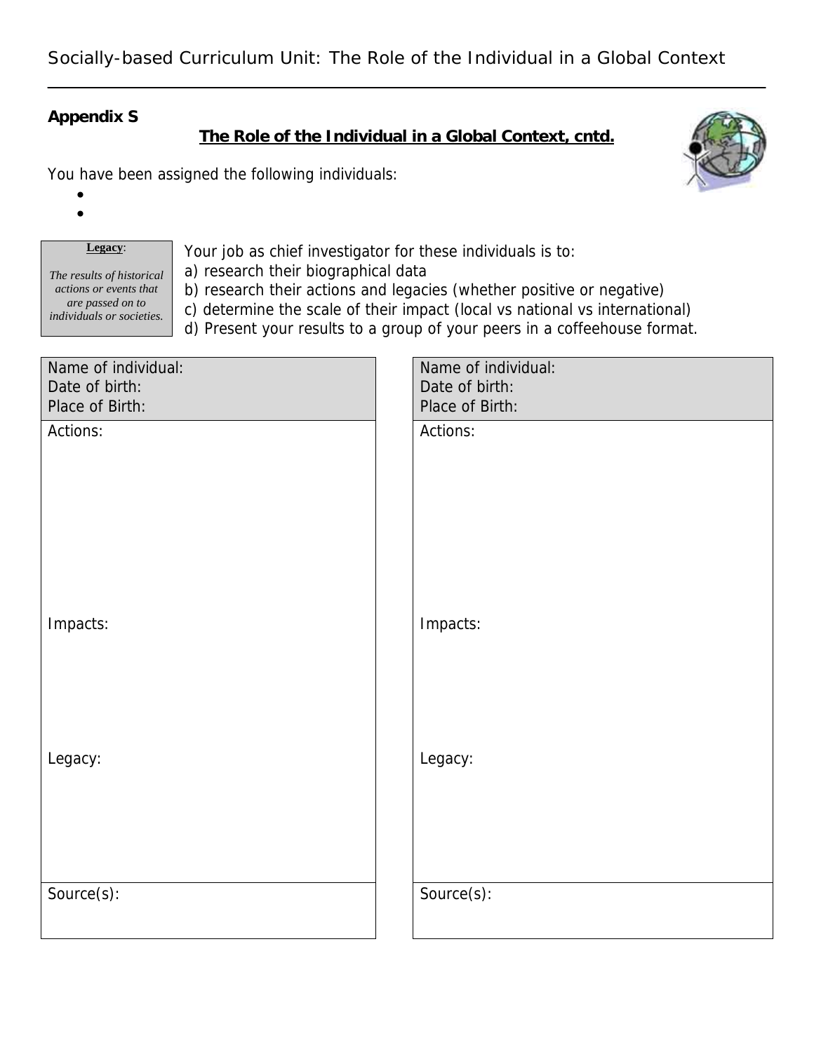**Appendix S**

## The Role of the Individual in a Global Context, cntd.

You have been assigned the following individuals:

- 
- 

> **Legacy**:
>
> *The results of historical actions or events that are passed on to individuals or societies.*

Your job as chief investigator for these individuals is to:
a) research their biographical data
b) research their actions and legacies (whether positive or negative)
c) determine the scale of their impact (local vs national vs international)
d) Present your results to a group of your peers in a coffeehouse format.

| Name of individual:<br>Date of birth:<br>Place of Birth: | Name of individual:<br>Date of birth:<br>Place of Birth: |
|---|---|
| Actions:<br><br><br><br><br>Impacts:<br><br><br><br>Legacy:<br><br><br><br> | Actions:<br><br><br><br><br>Impacts:<br><br><br><br>Legacy:<br><br><br><br> |
| Source(s): | Source(s): |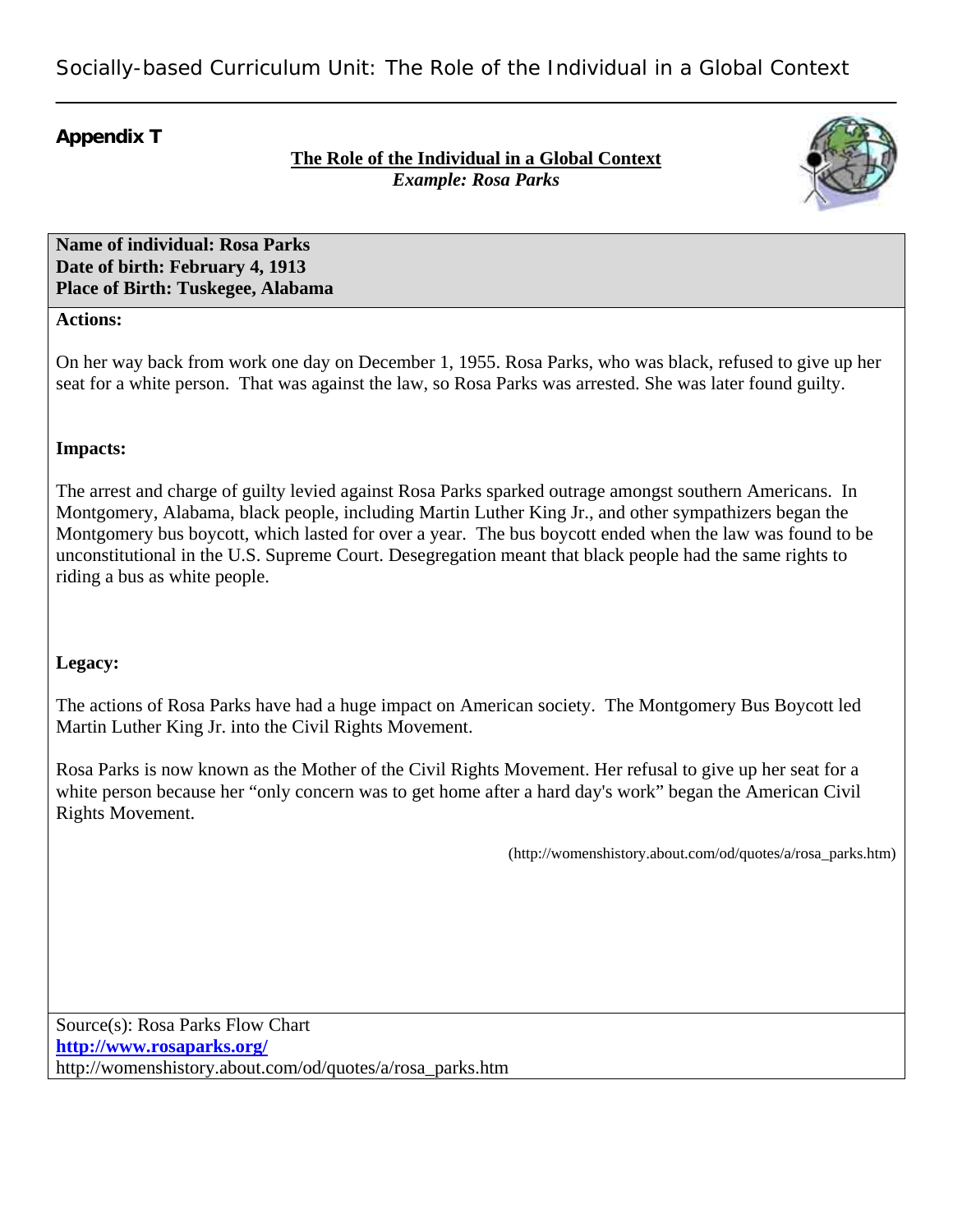## Appendix T

**The Role of the Individual in a Global Context**
***Example: Rosa Parks***

**Name of individual: Rosa Parks**
**Date of birth: February 4, 1913**
**Place of Birth: Tuskegee, Alabama**

**Actions:**

On her way back from work one day on December 1, 1955. Rosa Parks, who was black, refused to give up her seat for a white person. That was against the law, so Rosa Parks was arrested. She was later found guilty.

**Impacts:**

The arrest and charge of guilty levied against Rosa Parks sparked outrage amongst southern Americans. In Montgomery, Alabama, black people, including Martin Luther King Jr., and other sympathizers began the Montgomery bus boycott, which lasted for over a year. The bus boycott ended when the law was found to be unconstitutional in the U.S. Supreme Court. Desegregation meant that black people had the same rights to riding a bus as white people.

**Legacy:**

The actions of Rosa Parks have had a huge impact on American society. The Montgomery Bus Boycott led Martin Luther King Jr. into the Civil Rights Movement.

Rosa Parks is now known as the Mother of the Civil Rights Movement. Her refusal to give up her seat for a white person because her "only concern was to get home after a hard day's work" began the American Civil Rights Movement.

(http://womenshistory.about.com/od/quotes/a/rosa_parks.htm)

Source(s): Rosa Parks Flow Chart
**http://www.rosaparks.org/**
http://womenshistory.about.com/od/quotes/a/rosa_parks.htm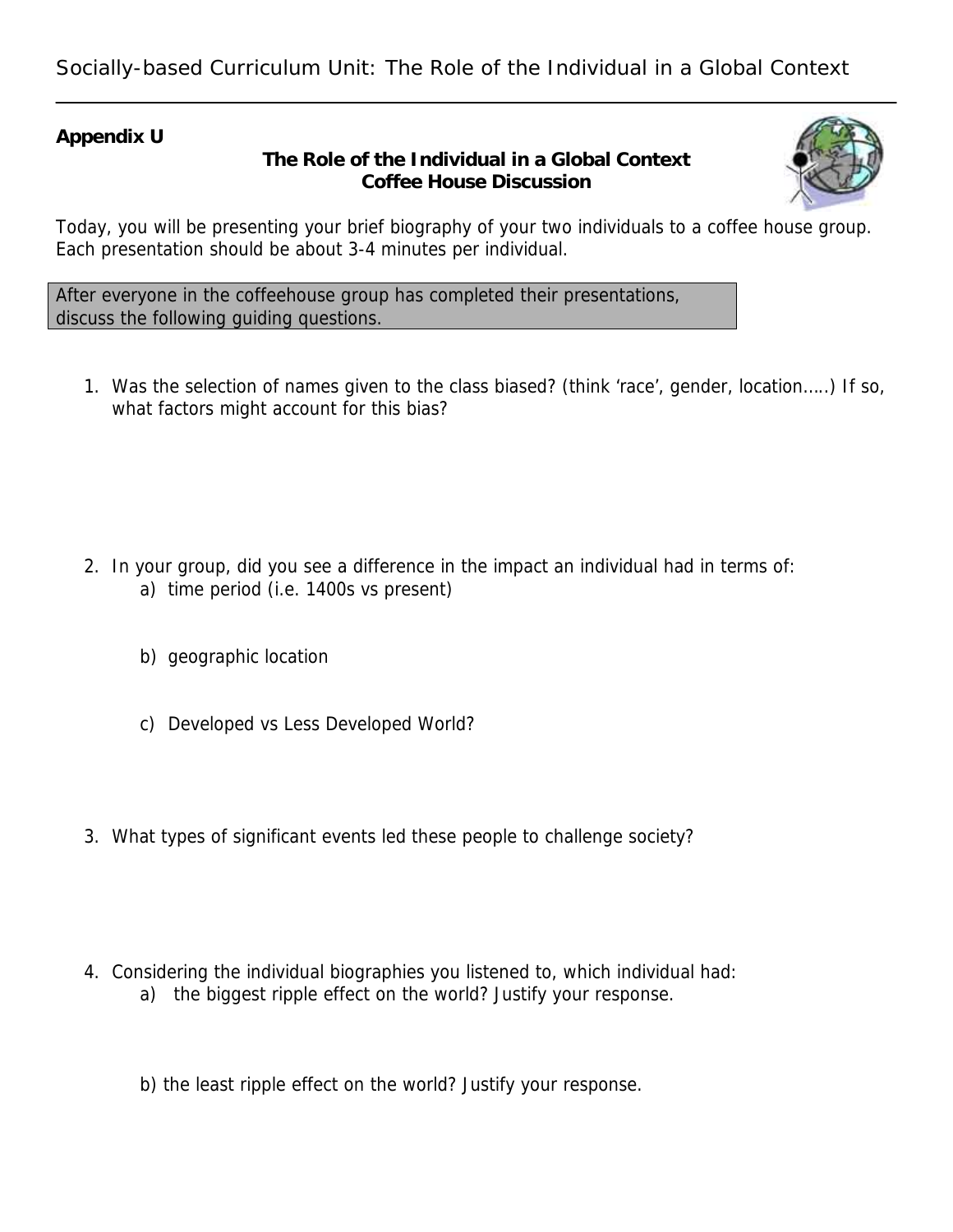**Appendix U**

**The Role of the Individual in a Global Context**
**Coffee House Discussion**

Today, you will be presenting your brief biography of your two individuals to a coffee house group. Each presentation should be about 3-4 minutes per individual.

After everyone in the coffeehouse group has completed their presentations, discuss the following guiding questions.

1. Was the selection of names given to the class biased? (think 'race', gender, location…..) If so, what factors might account for this bias?

2. In your group, did you see a difference in the impact an individual had in terms of:
   a) time period (i.e. 1400s vs present)

   b) geographic location

   c) Developed vs Less Developed World?

3. What types of significant events led these people to challenge society?

4. Considering the individual biographies you listened to, which individual had:
   a) the biggest ripple effect on the world? Justify your response.

   b) the least ripple effect on the world? Justify your response.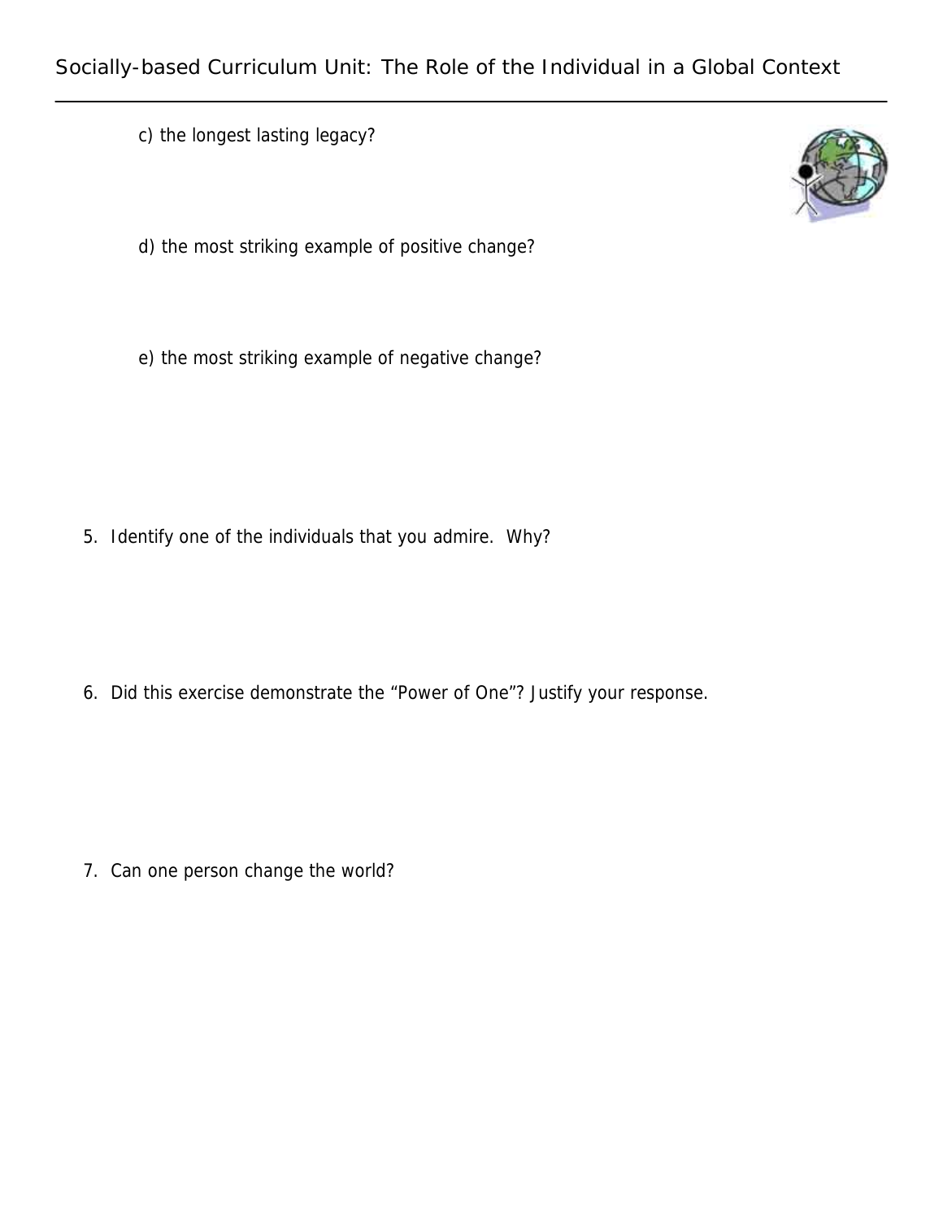c) the longest lasting legacy?

d) the most striking example of positive change?

e) the most striking example of negative change?

5. Identify one of the individuals that you admire. Why?

6. Did this exercise demonstrate the "Power of One"? Justify your response.

7. Can one person change the world?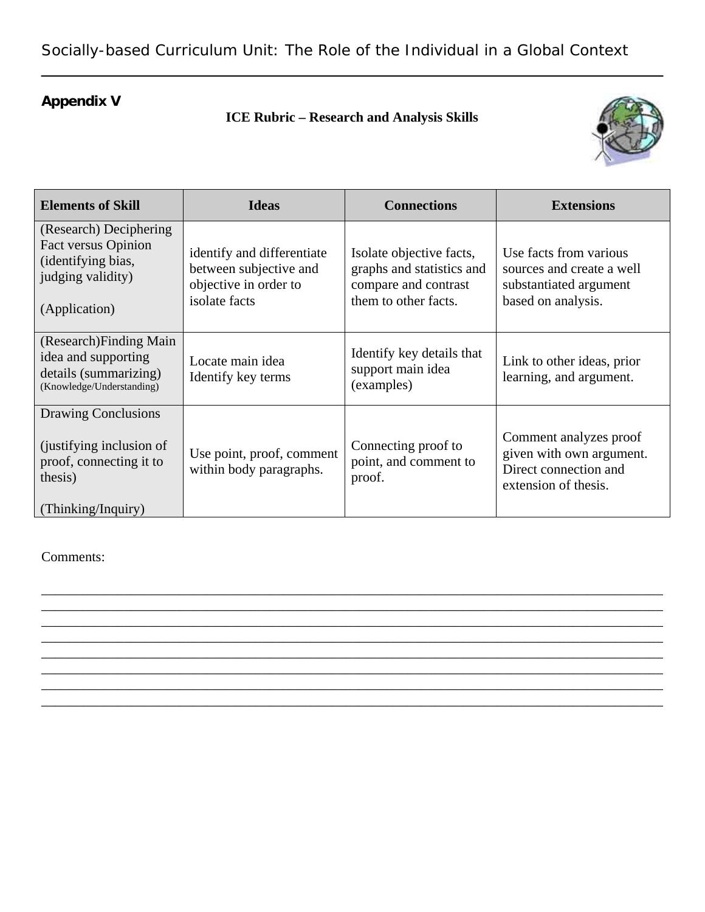**Appendix V**

### ICE Rubric – Research and Analysis Skills

| Elements of Skill | Ideas | Connections | Extensions |
|---|---|---|---|
| (Research) Deciphering Fact versus Opinion (identifying bias, judging validity)<br><br>(Application) | identify and differentiate between subjective and objective in order to isolate facts | Isolate objective facts, graphs and statistics and compare and contrast them to other facts. | Use facts from various sources and create a well substantiated argument based on analysis. |
| (Research)Finding Main idea and supporting details (summarizing) (Knowledge/Understanding) | Locate main idea<br>Identify key terms | Identify key details that support main idea (examples) | Link to other ideas, prior learning, and argument. |
| Drawing Conclusions<br><br>(justifying inclusion of proof, connecting it to thesis)<br><br>(Thinking/Inquiry) | Use point, proof, comment within body paragraphs. | Connecting proof to point, and comment to proof. | Comment analyzes proof given with own argument. Direct connection and extension of thesis. |

Comments:

______________________________________________________________________________
______________________________________________________________________________
______________________________________________________________________________
______________________________________________________________________________
______________________________________________________________________________
______________________________________________________________________________
______________________________________________________________________________
______________________________________________________________________________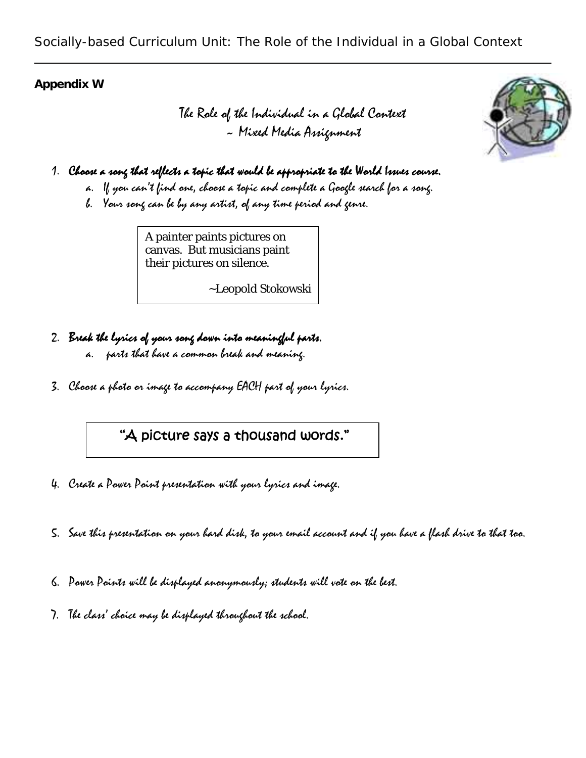**Appendix W**

# The Role of the Individual in a Global Context ~ Mixed Media Assignment

1. ***Choose a song that reflects a topic that would be appropriate to the World Issues course.***
   a. If you can't find one, choose a topic and complete a Google search for a song.
   b. Your song can be by any artist, of any time period and genre.

> A painter paints pictures on canvas. But musicians paint their pictures on silence.
>
> ~Leopold Stokowski

2. ***Break the lyrics of your song down into meaningful parts.***
   a. parts that have a common break and meaning.
3. Choose a photo or image to accompany EACH part of your lyrics.

> "A picture says a thousand words."

4. Create a Power Point presentation with your lyrics and image.
5. Save this presentation on your hard disk, to your email account and if you have a flash drive to that too.
6. Power Points will be displayed anonymously; students will vote on the best.
7. The class' choice may be displayed throughout the school.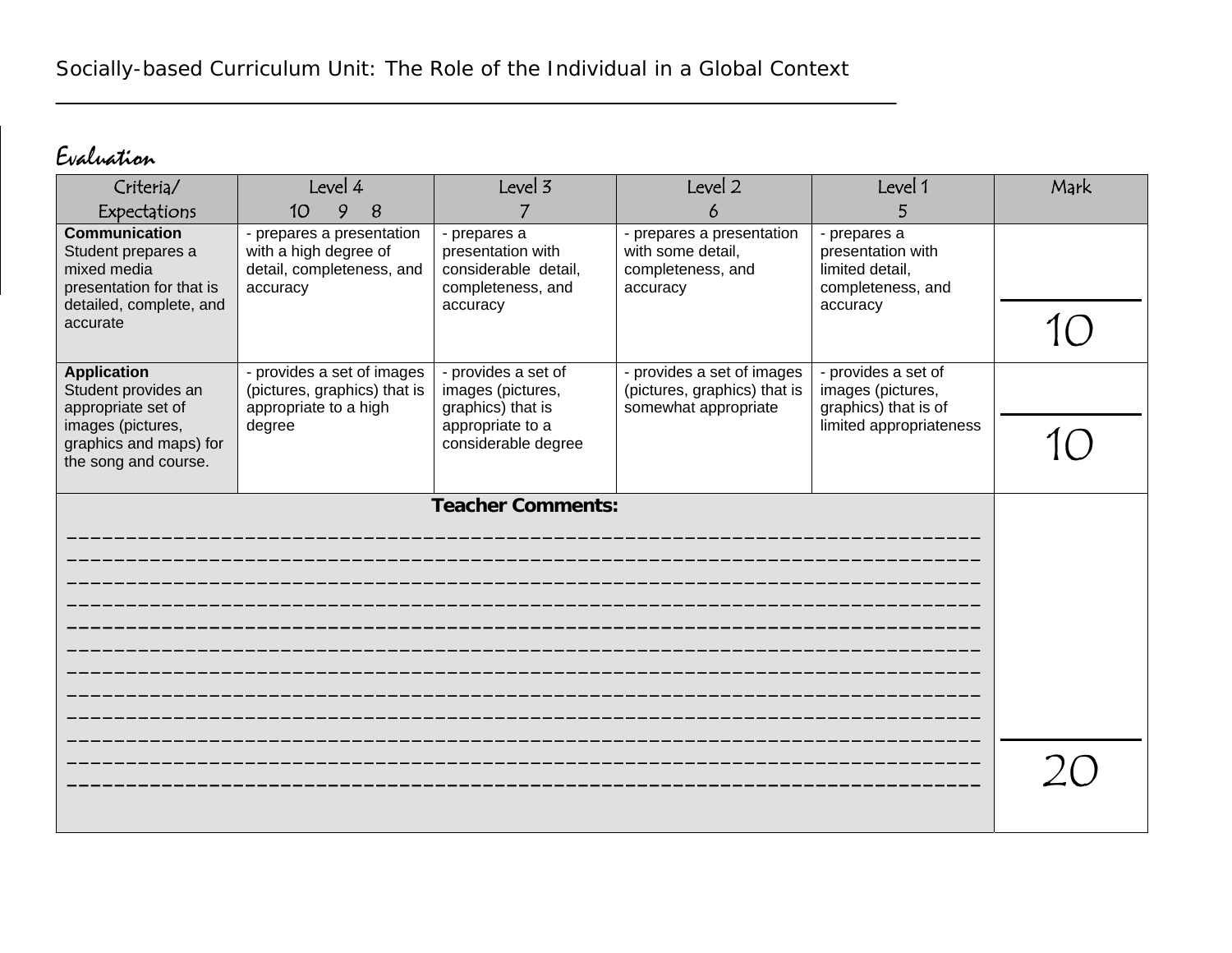## Evaluation

| Criteria/ Expectations | Level 4 10 9 8 | Level 3 7 | Level 2 6 | Level 1 5 | Mark |
|---|---|---|---|---|---|
| **Communication** Student prepares a mixed media presentation for that is detailed, complete, and accurate | - prepares a presentation with a high degree of detail, completeness, and accuracy | - prepares a presentation with considerable detail, completeness, and accuracy | - prepares a presentation with some detail, completeness, and accuracy | - prepares a presentation with limited detail, completeness, and accuracy | ____ 10 |
| **Application** Student provides an appropriate set of images (pictures, graphics and maps) for the song and course. | - provides a set of images (pictures, graphics) that is appropriate to a high degree | - provides a set of images (pictures, graphics) that is appropriate to a considerable degree | - provides a set of images (pictures, graphics) that is somewhat appropriate | - provides a set of images (pictures, graphics) that is of limited appropriateness | ____ 10 |
| **Teacher Comments:** | | | | | ____ 20 |